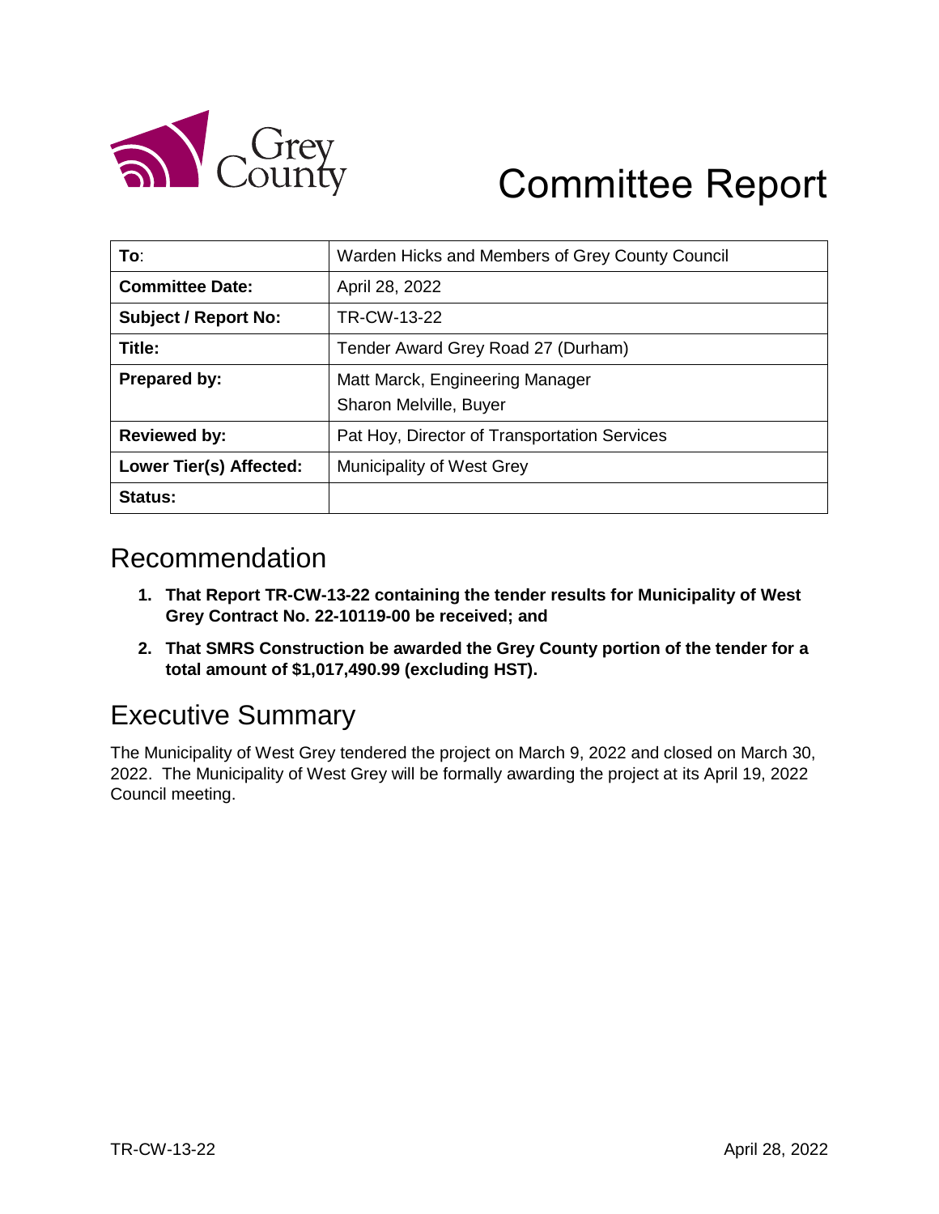Grey County

# Committee Report

| To: | Warden Hicks and Members of Grey County Council |
|---|---|
| **Committee Date:** | April 28, 2022 |
| **Subject / Report No:** | TR-CW-13-22 |
| **Title:** | Tender Award Grey Road 27 (Durham) |
| **Prepared by:** | Matt Marck, Engineering Manager<br>Sharon Melville, Buyer |
| **Reviewed by:** | Pat Hoy, Director of Transportation Services |
| **Lower Tier(s) Affected:** | Municipality of West Grey |
| **Status:** | |

## Recommendation

1. **That Report TR-CW-13-22 containing the tender results for Municipality of West Grey Contract No. 22-10119-00 be received; and**
2. **That SMRS Construction be awarded the Grey County portion of the tender for a total amount of $1,017,490.99 (excluding HST).**

## Executive Summary

The Municipality of West Grey tendered the project on March 9, 2022 and closed on March 30, 2022. The Municipality of West Grey will be formally awarding the project at its April 19, 2022 Council meeting.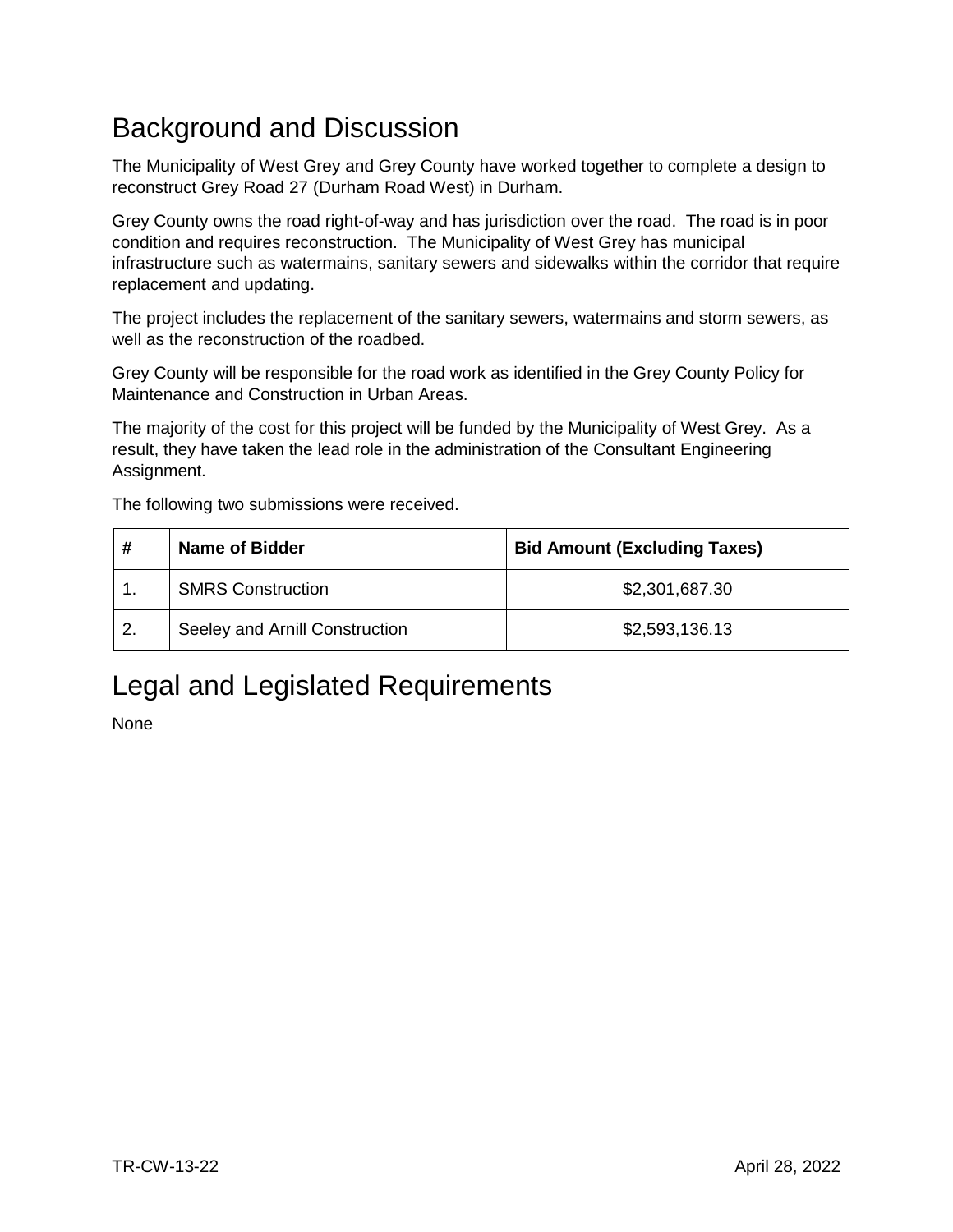# Background and Discussion

The Municipality of West Grey and Grey County have worked together to complete a design to reconstruct Grey Road 27 (Durham Road West) in Durham.

Grey County owns the road right-of-way and has jurisdiction over the road. The road is in poor condition and requires reconstruction. The Municipality of West Grey has municipal infrastructure such as watermains, sanitary sewers and sidewalks within the corridor that require replacement and updating.

The project includes the replacement of the sanitary sewers, watermains and storm sewers, as well as the reconstruction of the roadbed.

Grey County will be responsible for the road work as identified in the Grey County Policy for Maintenance and Construction in Urban Areas.

The majority of the cost for this project will be funded by the Municipality of West Grey. As a result, they have taken the lead role in the administration of the Consultant Engineering Assignment.

The following two submissions were received.

| # | Name of Bidder | Bid Amount (Excluding Taxes) |
|---|---|---|
| 1. | SMRS Construction | $2,301,687.30 |
| 2. | Seeley and Arnill Construction | $2,593,136.13 |

# Legal and Legislated Requirements

None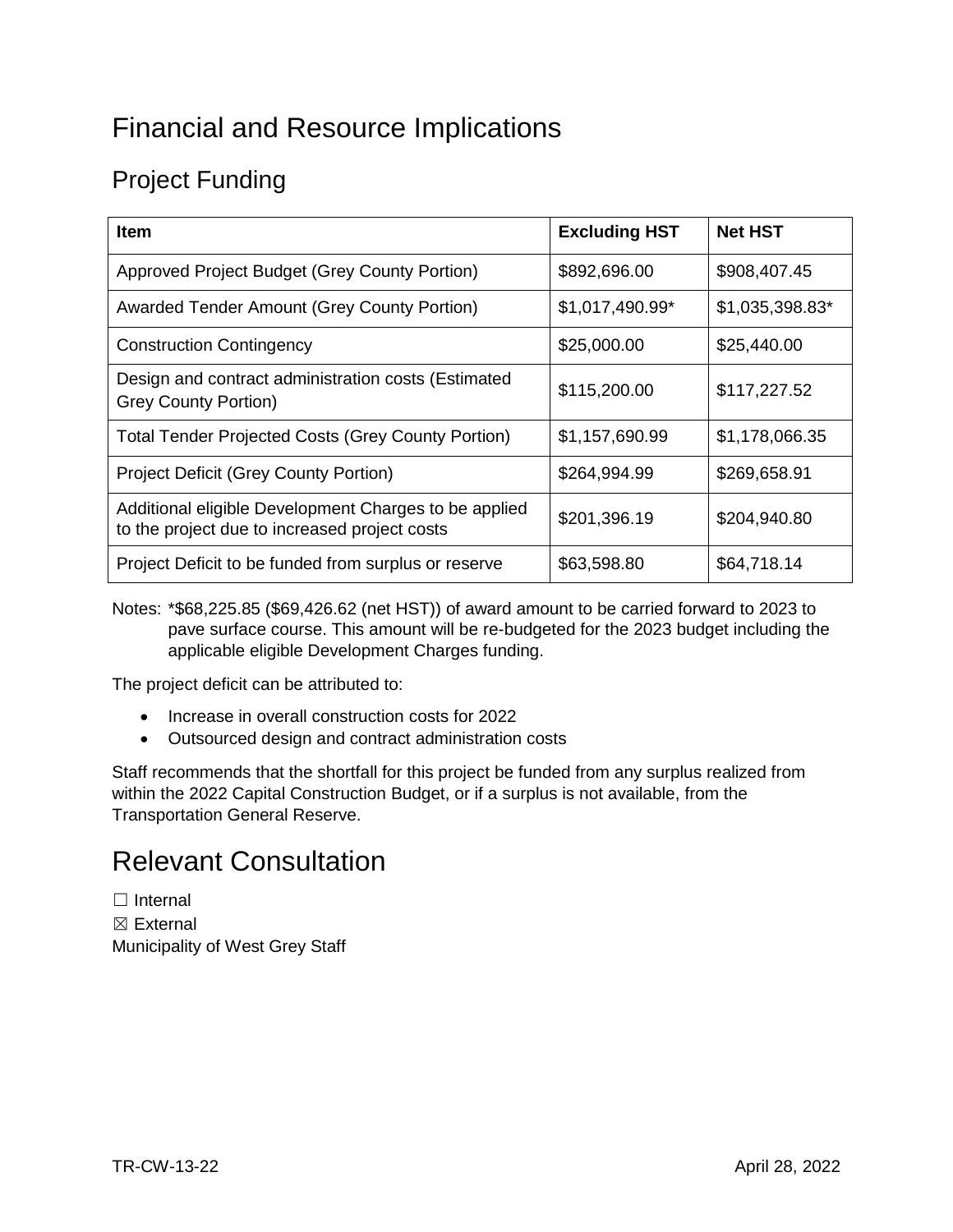# Financial and Resource Implications

## Project Funding

| Item | Excluding HST | Net HST |
|---|---|---|
| Approved Project Budget (Grey County Portion) | $892,696.00 | $908,407.45 |
| Awarded Tender Amount (Grey County Portion) | $1,017,490.99* | $1,035,398.83* |
| Construction Contingency | $25,000.00 | $25,440.00 |
| Design and contract administration costs (Estimated Grey County Portion) | $115,200.00 | $117,227.52 |
| Total Tender Projected Costs (Grey County Portion) | $1,157,690.99 | $1,178,066.35 |
| Project Deficit (Grey County Portion) | $264,994.99 | $269,658.91 |
| Additional eligible Development Charges to be applied to the project due to increased project costs | $201,396.19 | $204,940.80 |
| Project Deficit to be funded from surplus or reserve | $63,598.80 | $64,718.14 |

Notes: *$68,225.85 ($69,426.62 (net HST)) of award amount to be carried forward to 2023 to pave surface course. This amount will be re-budgeted for the 2023 budget including the applicable eligible Development Charges funding.

The project deficit can be attributed to:

- Increase in overall construction costs for 2022
- Outsourced design and contract administration costs

Staff recommends that the shortfall for this project be funded from any surplus realized from within the 2022 Capital Construction Budget, or if a surplus is not available, from the Transportation General Reserve.

# Relevant Consultation

☐ Internal
☒ External
Municipality of West Grey Staff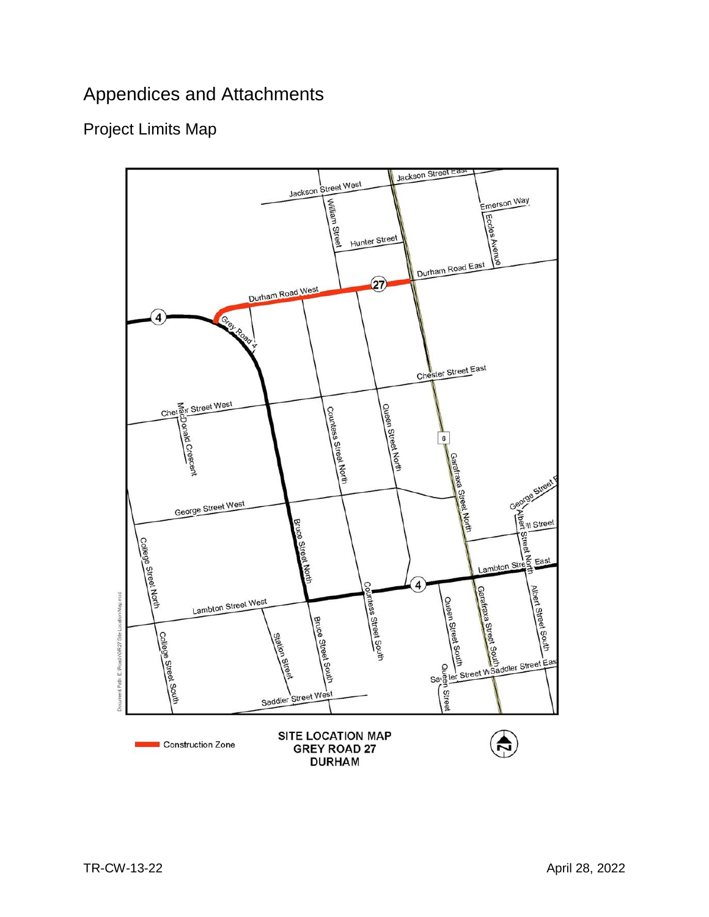# Appendices and Attachments

## Project Limits Map

Jackson Street West
Jackson Street East
William Street
Emerson Way
Eccles Avenue
Hunter Street
Durham Road East
Durham Road West
27
4
Grey Road 4
Chester Street East
Chester Street West
MacDonald Crescent
Countess Street North
Queen Street North
6
Garafraxa Street North
George Street West
George Street E
Albert Street North
Hill Street
Bruce Street North
College Street North
Lambton Street East
4
Lambton Street West
Countess Street South
Queen Street South
Garafraxa Street South
Albert Street South
College Street South
Station Street
Bruce Street South
Saddler Street West
Saddler Street East
Queen Street
Saddler Street West

Construction Zone

**SITE LOCATION MAP**
**GREY ROAD 27**
**DURHAM**

N

TR-CW-13-22

April 28, 2022